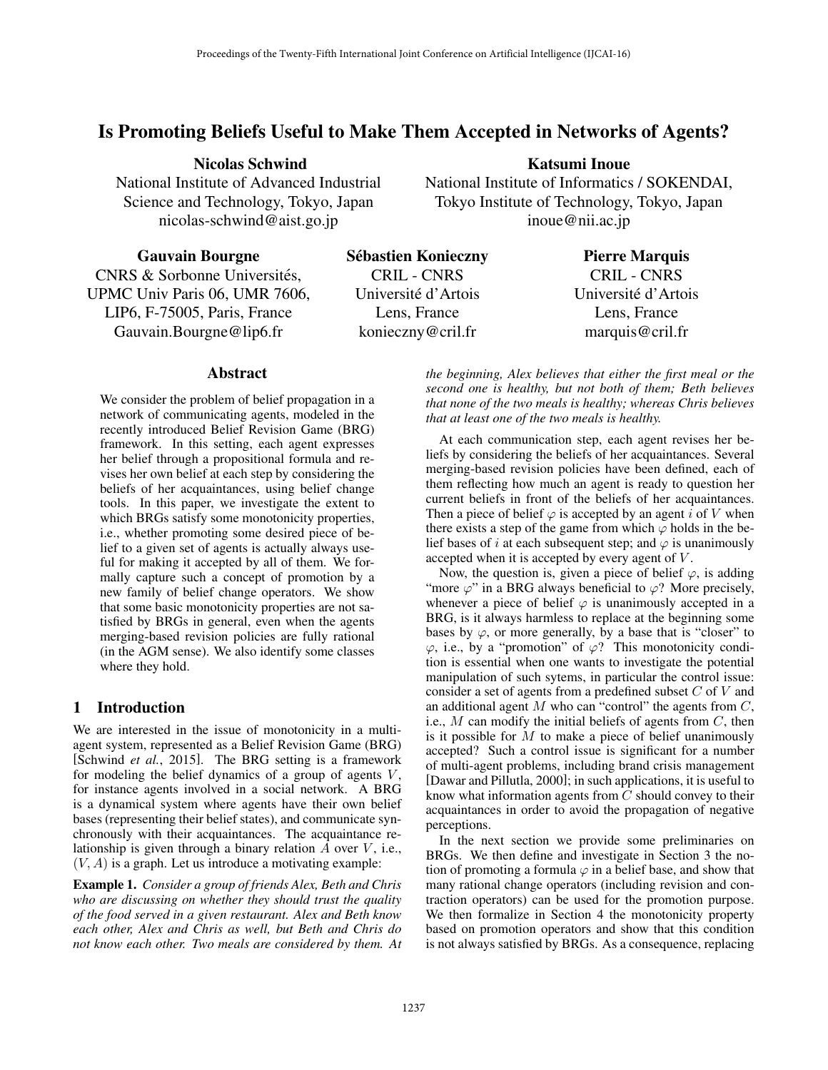# Is Promoting Beliefs Useful to Make Them Accepted in Networks of Agents?

**Nicolas Schwind**
National Institute of Advanced Industrial Science and Technology, Tokyo, Japan
nicolas-schwind@aist.go.jp

**Katsumi Inoue**
National Institute of Informatics / SOKENDAI, Tokyo Institute of Technology, Tokyo, Japan
inoue@nii.ac.jp

**Gauvain Bourgne**
CNRS & Sorbonne Universités, UPMC Univ Paris 06, UMR 7606, LIP6, F-75005, Paris, France
Gauvain.Bourgne@lip6.fr

**Sébastien Konieczny**
CRIL - CNRS
Université d'Artois
Lens, France
konieczny@cril.fr

**Pierre Marquis**
CRIL - CNRS
Université d'Artois
Lens, France
marquis@cril.fr

## Abstract

We consider the problem of belief propagation in a network of communicating agents, modeled in the recently introduced Belief Revision Game (BRG) framework. In this setting, each agent expresses her belief through a propositional formula and revises her own belief at each step by considering the beliefs of her acquaintances, using belief change tools. In this paper, we investigate the extent to which BRGs satisfy some monotonicity properties, i.e., whether promoting some desired piece of belief to a given set of agents is actually always useful for making it accepted by all of them. We formally capture such a concept of promotion by a new family of belief change operators. We show that some basic monotonicity properties are not satisfied by BRGs in general, even when the agents merging-based revision policies are fully rational (in the AGM sense). We also identify some classes where they hold.

## 1 Introduction

We are interested in the issue of monotonicity in a multi-agent system, represented as a Belief Revision Game (BRG) [Schwind *et al.*, 2015]. The BRG setting is a framework for modeling the belief dynamics of a group of agents $V$, for instance agents involved in a social network. A BRG is a dynamical system where agents have their own belief bases (representing their belief states), and communicate synchronously with their acquaintances. The acquaintance relationship is given through a binary relation $A$ over $V$, i.e., $(V, A)$ is a graph. Let us introduce a motivating example:

**Example 1.** *Consider a group of friends Alex, Beth and Chris who are discussing on whether they should trust the quality of the food served in a given restaurant. Alex and Beth know each other, Alex and Chris as well, but Beth and Chris do not know each other. Two meals are considered by them. At the beginning, Alex believes that either the first meal or the second one is healthy, but not both of them; Beth believes that none of the two meals is healthy; whereas Chris believes that at least one of the two meals is healthy.*

At each communication step, each agent revises her beliefs by considering the beliefs of her acquaintances. Several merging-based revision policies have been defined, each of them reflecting how much an agent is ready to question her current beliefs in front of the beliefs of her acquaintances. Then a piece of belief $\varphi$ is accepted by an agent $i$ of $V$ when there exists a step of the game from which $\varphi$ holds in the belief bases of $i$ at each subsequent step; and $\varphi$ is unanimously accepted when it is accepted by every agent of $V$.

Now, the question is, given a piece of belief $\varphi$, is adding "more $\varphi$" in a BRG always beneficial to $\varphi$? More precisely, whenever a piece of belief $\varphi$ is unanimously accepted in a BRG, is it always harmless to replace at the beginning some bases by $\varphi$, or more generally, by a base that is "closer" to $\varphi$, i.e., by a "promotion" of $\varphi$? This monotonicity condition is essential when one wants to investigate the potential manipulation of such sytems, in particular the control issue: consider a set of agents from a predefined subset $C$ of $V$ and an additional agent $M$ who can "control" the agents from $C$, i.e., $M$ can modify the initial beliefs of agents from $C$, then is it possible for $M$ to make a piece of belief unanimously accepted? Such a control issue is significant for a number of multi-agent problems, including brand crisis management [Dawar and Pillutla, 2000]; in such applications, it is useful to know what information agents from $C$ should convey to their acquaintances in order to avoid the propagation of negative perceptions.

In the next section we provide some preliminaries on BRGs. We then define and investigate in Section 3 the notion of promoting a formula $\varphi$ in a belief base, and show that many rational change operators (including revision and contraction operators) can be used for the promotion purpose. We then formalize in Section 4 the monotonicity property based on promotion operators and show that this condition is not always satisfied by BRGs. As a consequence, replacing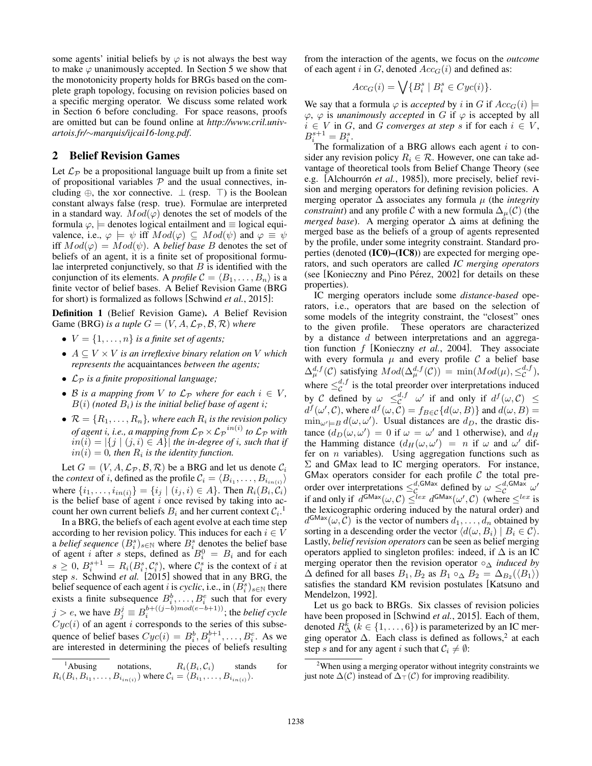some agents' initial beliefs by $\varphi$ is not always the best way to make $\varphi$ unanimously accepted. In Section 5 we show that the monotonicity property holds for BRGs based on the complete graph topology, focusing on revision policies based on a specific merging operator. We discuss some related work in Section 6 before concluding. For space reasons, proofs are omitted but can be found online at *http://www.cril.univ-artois.fr/∼marquis/ijcai16-long.pdf*.

## 2 Belief Revision Games

Let $\mathcal{L}_\mathcal{P}$ be a propositional language built up from a finite set of propositional variables $\mathcal{P}$ and the usual connectives, including $\oplus$, the xor connective. $\bot$ (resp. $\top$) is the Boolean constant always false (resp. true). Formulae are interpreted in a standard way. $Mod(\varphi)$ denotes the set of models of the formula $\varphi$, $\models$ denotes logical entailment and $\equiv$ logical equivalence, i.e., $\varphi \models \psi$ iff $Mod(\varphi) \subseteq Mod(\psi)$ and $\varphi \equiv \psi$ iff $Mod(\varphi) = Mod(\psi)$. A *belief base* $B$ denotes the set of beliefs of an agent, it is a finite set of propositional formulae interpreted conjunctively, so that $B$ is identified with the conjunction of its elements. A *profile* $\mathcal{C} = \langle B_1, \ldots, B_n\rangle$ is a finite vector of belief bases. A Belief Revision Game (BRG for short) is formalized as follows [Schwind *et al.*, 2015]:

**Definition 1** (Belief Revision Game)**.** *A Belief Revision Game (BRG) is a tuple $G = (V, A, \mathcal{L}_\mathcal{P}, \mathcal{B}, \mathcal{R})$ where*

- *$V = \{1, \ldots, n\}$ is a finite set of agents;*
- *$A \subseteq V \times V$ is an irreflexive binary relation on $V$ which represents the* acquaintances *between the agents;*
- *$\mathcal{L}_\mathcal{P}$ is a finite propositional language;*
- *$\mathcal{B}$ is a mapping from $V$ to $\mathcal{L}_\mathcal{P}$ where for each $i \in V$, $B(i)$ (noted $B_i$) is the initial belief base of agent $i$;*
- *$\mathcal{R} = \{R_1, \ldots, R_n\}$, where each $R_i$ is the revision policy of agent $i$, i.e., a mapping from $\mathcal{L}_\mathcal{P} \times {\mathcal{L}_\mathcal{P}}^{in(i)}$ to $\mathcal{L}_\mathcal{P}$ with $in(i) = |\{j \mid (j, i) \in A\}|$ the in-degree of $i$, such that if $in(i) = 0$, then $R_i$ is the identity function.*

Let $G = (V, A, \mathcal{L}_\mathcal{P}, \mathcal{B}, \mathcal{R})$ be a BRG and let us denote $\mathcal{C}_i$ the *context* of $i$, defined as the profile $\mathcal{C}_i = \langle B_{i_1}, \ldots, B_{i_{in(i)}}\rangle$ where $\{i_1, \ldots, i_{in(i)}\} = \{i_j \mid (i_j, i) \in A\}$. Then $R_i(B_i, \mathcal{C}_i)$ is the belief base of agent $i$ once revised by taking into account her own current beliefs $B_i$ and her current context $\mathcal{C}_i$.[1]

In a BRG, the beliefs of each agent evolve at each time step according to her revision policy. This induces for each $i \in V$ a *belief sequence* $(B_i^s)_{s\in\mathbb{N}}$ where $B_i^s$ denotes the belief base of agent $i$ after $s$ steps, defined as $B_i^0 = B_i$ and for each $s \geq 0$, $B_i^{s+1} = R_i(B_i^s, \mathcal{C}_i^s)$, where $\mathcal{C}_i^s$ is the context of $i$ at step $s$. Schwind *et al.* [2015] showed that in any BRG, the belief sequence of each agent $i$ is *cyclic*, i.e., in $(B_i^s)_{s\in\mathbb{N}}$ there exists a finite subsequence $B_i^b, \ldots, B_i^e$ such that for every $j > e$, we have $B_j^j \equiv B_i^{b+((j-b) mod (e-b+1))}$; the *belief cycle* $Cyc(i)$ of an agent $i$ corresponds to the series of this subsequence of belief bases $Cyc(i) = B_i^b, B_i^{b+1}, \ldots, B_i^e$. As we are interested in determining the pieces of beliefs resulting from the interaction of the agents, we focus on the *outcome* of each agent $i$ in $G$, denoted $Acc_G(i)$ and defined as:

$$Acc_G(i) = \bigvee\{B_i^s \mid B_i^s \in Cyc(i)\}.$$

We say that a formula $\varphi$ is *accepted* by $i$ in $G$ if $Acc_G(i) \models \varphi$, $\varphi$ is *unanimously accepted* in $G$ if $\varphi$ is accepted by all $i \in V$ in $G$, and $G$ *converges at step* $s$ if for each $i \in V$, $B_i^{s+1} = B_i^s$.

The formalization of a BRG allows each agent $i$ to consider any revision policy $R_i \in \mathcal{R}$. However, one can take advantage of theoretical tools from Belief Change Theory (see e.g. [Alchourrón *et al.*, 1985]), more precisely, belief revision and merging operators for defining revision policies. A merging operator $\Delta$ associates any formula $\mu$ (the *integrity constraint*) and any profile $\mathcal{C}$ with a new formula $\Delta_\mu(\mathcal{C})$ (the *merged base*). A merging operator $\Delta$ aims at defining the merged base as the beliefs of a group of agents represented by the profile, under some integrity constraint. Standard properties (denoted **(IC0)–(IC8)**) are expected for merging operators, and such operators are called *IC merging operators* (see [Konieczny and Pino Pérez, 2002] for details on these properties).

IC merging operators include some *distance-based* operators, i.e., operators that are based on the selection of some models of the integrity constraint, the "closest" ones to the given profile. These operators are characterized by a distance $d$ between interpretations and an aggregation function $f$ [Konieczny *et al.*, 2004]. They associate with every formula $\mu$ and every profile $\mathcal{C}$ a belief base $\Delta_\mu^{d,f}(\mathcal{C})$ satisfying $Mod(\Delta_\mu^{d,f}(\mathcal{C})) = \min(Mod(\mu), \leq_\mathcal{C}^{d,f})$, where $\leq_\mathcal{C}^{d,f}$ is the total preorder over interpretations induced by $\mathcal{C}$ defined by $\omega \leq_\mathcal{C}^{d,f} \omega'$ if and only if $d^f(\omega, \mathcal{C}) \leq d^f(\omega', \mathcal{C})$, where $d^f(\omega, \mathcal{C}) = f_{B\in\mathcal{C}}\{d(\omega, B)\}$ and $d(\omega, B) = \min_{\omega'\models B} d(\omega, \omega')$. Usual distances are $d_D$, the drastic distance ($d_D(\omega, \omega') = 0$ if $\omega = \omega'$ and 1 otherwise), and $d_H$ the Hamming distance ($d_H(\omega, \omega') = n$ if $\omega$ and $\omega'$ differ on $n$ variables). Using aggregation functions such as $\Sigma$ and $\mathsf{GMax}$ lead to IC merging operators. For instance, $\mathsf{GMax}$ operators consider for each profile $\mathcal{C}$ the total preorder over interpretations $\leq_\mathcal{C}^{d,\mathsf{GMax}}$ defined by $\omega \leq_\mathcal{C}^{d,\mathsf{GMax}} \omega'$ if and only if $d^{\mathsf{GMax}}(\omega, \mathcal{C}) \leq^{lex} d^{\mathsf{GMax}}(\omega', \mathcal{C})$ (where $\leq^{lex}$ is the lexicographic ordering induced by the natural order) and $d^{\mathsf{GMax}}(\omega, \mathcal{C})$ is the vector of numbers $d_1, \ldots, d_n$ obtained by sorting in a descending order the vector $\langle d(\omega, B_i) \mid B_i \in \mathcal{C}\rangle$. Lastly, *belief revision operators* can be seen as belief merging operators applied to singleton profiles: indeed, if $\Delta$ is an IC merging operator then the revision operator $\circ_\Delta$ *induced by* $\Delta$ defined for all bases $B_1, B_2$ as $B_1 \circ_\Delta B_2 = \Delta_{B_2}(\langle B_1\rangle)$ satisfies the standard KM revision postulates [Katsuno and Mendelzon, 1992].

Let us go back to BRGs. Six classes of revision policies have been proposed in [Schwind *et al.*, 2015]. Each of them, denoted $R_\Delta^k$ ($k \in \{1, \ldots, 6\}$) is parameterized by an IC merging operator $\Delta$. Each class is defined as follows,[2] at each step $s$ and for any agent $i$ such that $\mathcal{C}_i \neq \emptyset$:

[1] Abusing notations, $R_i(B_i, \mathcal{C}_i)$ stands for $R_i(B_i, B_{i_1}, \ldots, B_{i_{in(i)}})$ where $\mathcal{C}_i = \langle B_{i_1}, \ldots, B_{i_{in(i)}}\rangle$.

[2] When using a merging operator without integrity constraints we just note $\Delta(\mathcal{C})$ instead of $\Delta_\top(\mathcal{C})$ for improving readibility.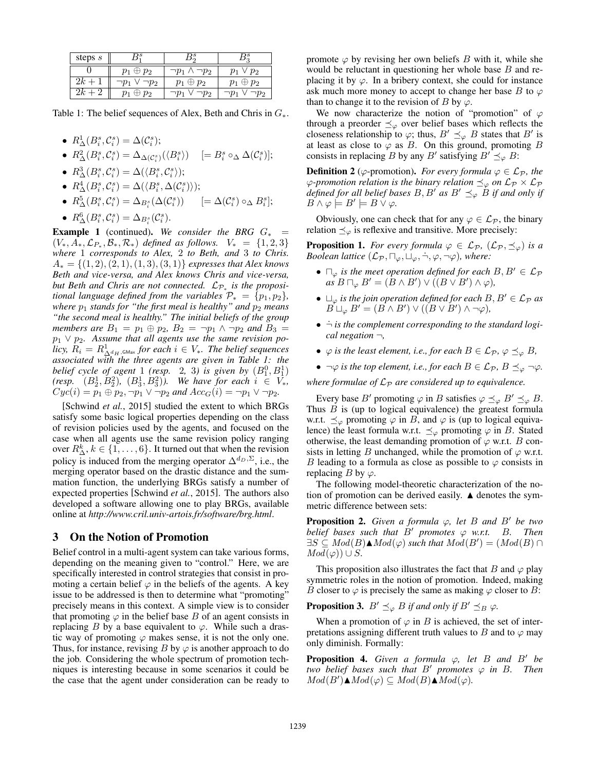| steps $s$ | $B_1^s$ | $B_2^s$ | $B_3^s$ |
| --- | --- | --- | --- |
| 0 | $p_1 \oplus p_2$ | $\neg p_1 \wedge \neg p_2$ | $p_1 \vee p_2$ |
| $2k+1$ | $\neg p_1 \vee \neg p_2$ | $p_1 \oplus p_2$ | $p_1 \oplus p_2$ |
| $2k+2$ | $p_1 \oplus p_2$ | $\neg p_1 \vee \neg p_2$ | $\neg p_1 \vee \neg p_2$ |

Table 1: The belief sequences of Alex, Beth and Chris in $G_*$.

- $R^1_\Delta(B_i^s, \mathcal{C}_i^s) = \Delta(\mathcal{C}_i^s)$;
- $R^2_\Delta(B_i^s, \mathcal{C}_i^s) = \Delta_{\Delta(\mathcal{C}_i^s)}(\langle B_i^s \rangle) \quad [= B_i^s \circ_\Delta \Delta(\mathcal{C}_i^s)]$;
- $R^3_\Delta(B_i^s, \mathcal{C}_i^s) = \Delta(\langle B_i^s, \mathcal{C}_i^s \rangle)$;
- $R^4_\Delta(B_i^s, \mathcal{C}_i^s) = \Delta(\langle B_i^s, \Delta(\mathcal{C}_i^s) \rangle)$;
- $R^5_\Delta(B_i^s, \mathcal{C}_i^s) = \Delta_{B_i^s}(\Delta(\mathcal{C}_i^s)) \quad [= \Delta(\mathcal{C}_i^s) \circ_\Delta B_i^s]$;
- $R^6_\Delta(B_i^s, \mathcal{C}_i^s) = \Delta_{B_i^s}(\mathcal{C}_i^s)$.

**Example 1** (continued)**.** *We consider the BRG $G_* = (V_*, A_*, \mathcal{L}_{P_*}, \mathcal{B}_*, \mathcal{R}_*)$ defined as follows. $V_* = \{1, 2, 3\}$ where 1 corresponds to Alex, 2 to Beth, and 3 to Chris. $A_* = \{(1, 2), (2, 1), (1, 3), (3, 1)\}$ expresses that Alex knows Beth and vice-versa, and Alex knows Chris and vice-versa, but Beth and Chris are not connected. $\mathcal{L}_{\mathcal{P}_*}$ is the propositional language defined from the variables $\mathcal{P}_* = \{p_1, p_2\}$, where $p_1$ stands for "the first meal is healthy" and $p_2$ means "the second meal is healthy." The initial beliefs of the group members are $B_1 = p_1 \oplus p_2$, $B_2 = \neg p_1 \wedge \neg p_2$ and $B_3 = p_1 \vee p_2$. Assume that all agents use the same revision policy, $R_i = R^1_{\Delta^{d_H,\mathsf{GMax}}}$ for each $i \in V_*$. The belief sequences associated with the three agents are given in Table 1: the belief cycle of agent 1 (resp. 2, 3) is given by $(B_1^0, B_1^1)$ (resp. $(B_2^1, B_2^2)$, $(B_3^1, B_3^2)$). We have for each $i \in V_*$, $Cyc(i) = p_1 \oplus p_2, \neg p_1 \vee \neg p_2$ and $Acc_G(i) = \neg p_1 \vee \neg p_2$.*

[Schwind *et al.*, 2015] studied the extent to which BRGs satisfy some basic logical properties depending on the class of revision policies used by the agents, and focused on the case when all agents use the same revision policy ranging over $R^k_\Delta$, $k \in \{1, \ldots, 6\}$. It turned out that when the revision policy is induced from the merging operator $\Delta^{d_D,\Sigma}$, i.e., the merging operator based on the drastic distance and the summation function, the underlying BRGs satisfy a number of expected properties [Schwind *et al.*, 2015]. The authors also developed a software allowing one to play BRGs, available online at *http://www.cril.univ-artois.fr/software/brg.html*.

## 3 On the Notion of Promotion

Belief control in a multi-agent system can take various forms, depending on the meaning given to "control." Here, we are specifically interested in control strategies that consist in promoting a certain belief $\varphi$ in the beliefs of the agents. A key issue to be addressed is then to determine what "promoting" precisely means in this context. A simple view is to consider that promoting $\varphi$ in the belief base $B$ of an agent consists in replacing $B$ by a base equivalent to $\varphi$. While such a drastic way of promoting $\varphi$ makes sense, it is not the only one. Thus, for instance, revising $B$ by $\varphi$ is another approach to do the job. Considering the whole spectrum of promotion techniques is interesting because in some scenarios it could be the case that the agent under consideration can be ready to promote $\varphi$ by revising her own beliefs $B$ with it, while she would be reluctant in questioning her whole base $B$ and replacing it by $\varphi$. In a bribery context, she could for instance ask much more money to accept to change her base $B$ to $\varphi$ than to change it to the revision of $B$ by $\varphi$.

We now characterize the notion of "promotion" of $\varphi$ through a preorder $\preceq_\varphi$ over belief bases which reflects the closeness relationship to $\varphi$; thus, $B' \preceq_\varphi B$ states that $B'$ is at least as close to $\varphi$ as $B$. On this ground, promoting $B$ consists in replacing $B$ by any $B'$ satisfying $B' \preceq_\varphi B$:

**Definition 2** ($\varphi$-promotion)**.** *For every formula $\varphi \in \mathcal{L}_\mathcal{P}$, the $\varphi$-promotion relation is the binary relation $\preceq_\varphi$ on $\mathcal{L}_\mathcal{P} \times \mathcal{L}_\mathcal{P}$ defined for all belief bases $B, B'$ as $B' \preceq_\varphi B$ if and only if $B \wedge \varphi \models B' \models B \vee \varphi$.*

Obviously, one can check that for any $\varphi \in \mathcal{L}_\mathcal{P}$, the binary relation $\preceq_\varphi$ is reflexive and transitive. More precisely:

**Proposition 1.** *For every formula $\varphi \in \mathcal{L}_\mathcal{P}$, $(\mathcal{L}_\mathcal{P}, \preceq_\varphi)$ is a Boolean lattice $(\mathcal{L}_\mathcal{P}, \sqcap_\varphi, \sqcup_\varphi, \dot{\neg}, \varphi, \neg\varphi)$, where:*

- *$\sqcap_\varphi$ is the meet operation defined for each $B, B' \in \mathcal{L}_\mathcal{P}$ as $B \sqcap_\varphi B' = (B \wedge B') \vee ((B \vee B') \wedge \varphi)$,*
- *$\sqcup_\varphi$ is the join operation defined for each $B, B' \in \mathcal{L}_\mathcal{P}$ as $B \sqcup_\varphi B' = (B \wedge B') \vee ((B \vee B') \wedge \neg\varphi)$,*
- *$\dot{\neg}$ is the complement corresponding to the standard logical negation $\neg$,*
- *$\varphi$ is the least element, i.e., for each $B \in \mathcal{L}_\mathcal{P}$, $\varphi \preceq_\varphi B$,*
- *$\neg\varphi$ is the top element, i.e., for each $B \in \mathcal{L}_\mathcal{P}$, $B \preceq_\varphi \neg\varphi$.*

*where formulae of $\mathcal{L}_\mathcal{P}$ are considered up to equivalence.*

Every base $B'$ promoting $\varphi$ in $B$ satisfies $\varphi \preceq_\varphi B' \preceq_\varphi B$. Thus $B$ is (up to logical equivalence) the greatest formula w.r.t. $\preceq_\varphi$ promoting $\varphi$ in $B$, and $\varphi$ is (up to logical equivalence) the least formula w.r.t. $\preceq_\varphi$ promoting $\varphi$ in $B$. Stated otherwise, the least demanding promotion of $\varphi$ w.r.t. $B$ consists in letting $B$ unchanged, while the promotion of $\varphi$ w.r.t. $B$ leading to a formula as close as possible to $\varphi$ consists in replacing $B$ by $\varphi$.

The following model-theoretic characterization of the notion of promotion can be derived easily. $\blacktriangle$ denotes the symmetric difference between sets:

**Proposition 2.** *Given a formula $\varphi$, let $B$ and $B'$ be two belief bases such that $B'$ promotes $\varphi$ w.r.t. $B$. Then $\exists S \subseteq Mod(B) \blacktriangle Mod(\varphi)$ such that $Mod(B') = (Mod(B) \cap Mod(\varphi)) \cup S$.*

This proposition also illustrates the fact that $B$ and $\varphi$ play symmetric roles in the notion of promotion. Indeed, making $B$ closer to $\varphi$ is precisely the same as making $\varphi$ closer to $B$:

**Proposition 3.** *$B' \preceq_\varphi B$ if and only if $B' \preceq_B \varphi$.*

When a promotion of $\varphi$ in $B$ is achieved, the set of interpretations assigning different truth values to $B$ and to $\varphi$ may only diminish. Formally:

**Proposition 4.** *Given a formula $\varphi$, let $B$ and $B'$ be two belief bases such that $B'$ promotes $\varphi$ in $B$. Then $Mod(B') \blacktriangle Mod(\varphi) \subseteq Mod(B) \blacktriangle Mod(\varphi)$.*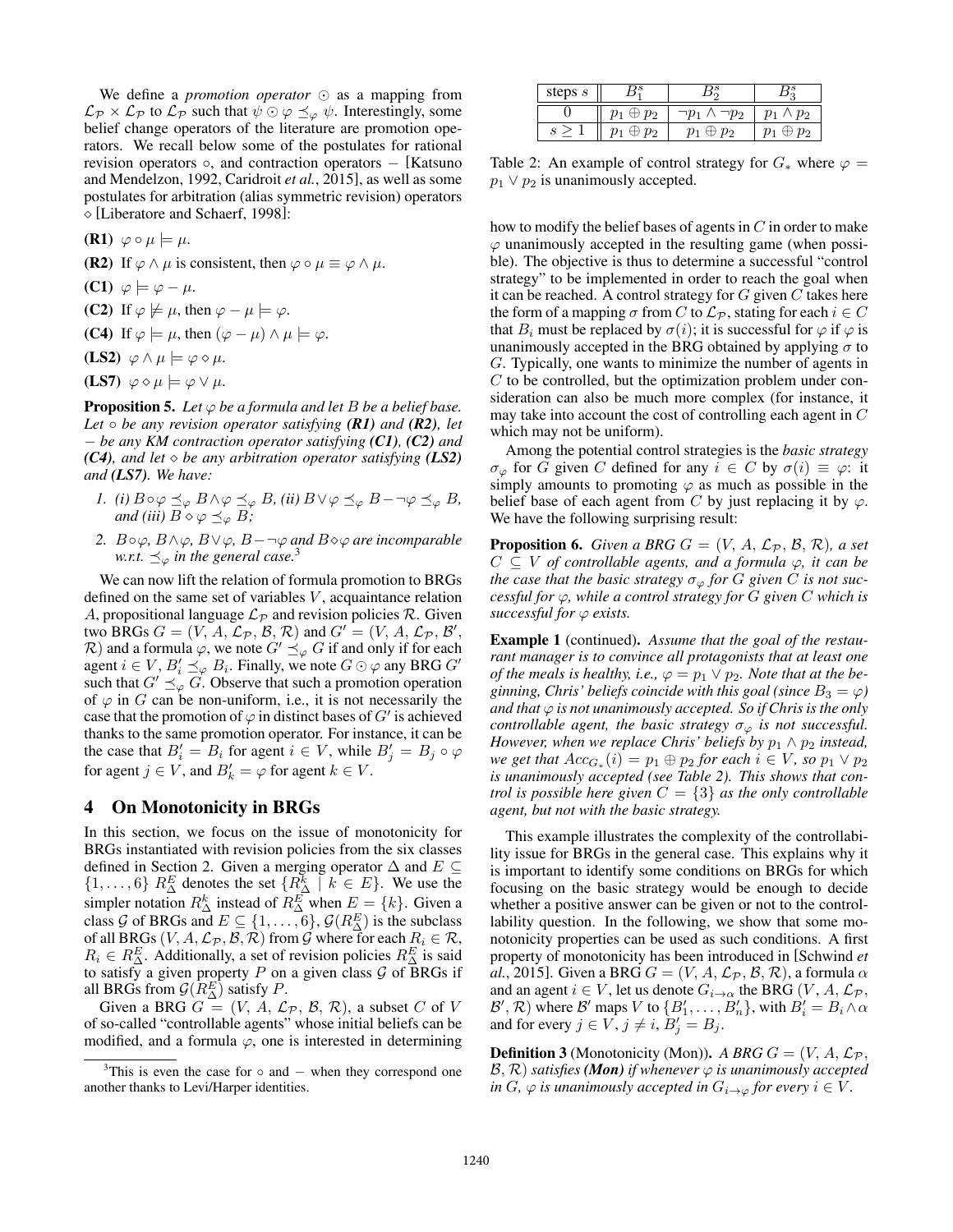We define a *promotion operator* $\odot$ as a mapping from $\mathcal{L}_\mathcal{P} \times \mathcal{L}_\mathcal{P}$ to $\mathcal{L}_\mathcal{P}$ such that $\psi \odot \varphi \preceq_\varphi \psi$. Interestingly, some belief change operators of the literature are promotion operators. We recall below some of the postulates for rational revision operators $\circ$, and contraction operators $-$ [Katsuno and Mendelzon, 1992, Caridroit *et al.*, 2015], as well as some postulates for arbitration (alias symmetric revision) operators $\diamond$ [Liberatore and Schaerf, 1998]:

**(R1)** $\varphi \circ \mu \models \mu$.

**(R2)** If $\varphi \wedge \mu$ is consistent, then $\varphi \circ \mu \equiv \varphi \wedge \mu$.

**(C1)** $\varphi \models \varphi - \mu$.

**(C2)** If $\varphi \not\models \mu$, then $\varphi - \mu \models \varphi$.

**(C4)** If $\varphi \models \mu$, then $(\varphi - \mu) \wedge \mu \models \varphi$.

**(LS2)** $\varphi \wedge \mu \models \varphi \diamond \mu$.

**(LS7)** $\varphi \diamond \mu \models \varphi \vee \mu$.

**Proposition 5.** *Let $\varphi$ be a formula and let $B$ be a belief base. Let $\circ$ be any revision operator satisfying **(R1)** and **(R2)**, let $-$ be any KM contraction operator satisfying **(C1)**, **(C2)** and **(C4)**, and let $\diamond$ be any arbitration operator satisfying **(LS2)** and **(LS7)**. We have:*

1. *(i) $B \circ \varphi \preceq_\varphi B \wedge \varphi \preceq_\varphi B$, (ii) $B \vee \varphi \preceq_\varphi B - \neg\varphi \preceq_\varphi B$, and (iii) $B \diamond \varphi \preceq_\varphi B$;*
2. *$B \circ \varphi$, $B \wedge \varphi$, $B \vee \varphi$, $B - \neg\varphi$ and $B \diamond \varphi$ are incomparable w.r.t. $\preceq_\varphi$ in the general case.*[3]

We can now lift the relation of formula promotion to BRGs defined on the same set of variables $V$, acquaintance relation $A$, propositional language $\mathcal{L}_\mathcal{P}$ and revision policies $\mathcal{R}$. Given two BRGs $G = (V, A, \mathcal{L}_\mathcal{P}, \mathcal{B}, \mathcal{R})$ and $G' = (V, A, \mathcal{L}_\mathcal{P}, \mathcal{B}', \mathcal{R})$ and a formula $\varphi$, we note $G' \preceq_\varphi G$ if and only if for each agent $i \in V$, $B'_i \preceq_\varphi B_i$. Finally, we note $G \odot \varphi$ any BRG $G'$ such that $G' \preceq_\varphi G$. Observe that such a promotion operation of $\varphi$ in $G$ can be non-uniform, i.e., it is not necessarily the case that the promotion of $\varphi$ in distinct bases of $G'$ is achieved thanks to the same promotion operator. For instance, it can be the case that $B'_i = B_i$ for agent $i \in V$, while $B'_j = B_j \circ \varphi$ for agent $j \in V$, and $B'_k = \varphi$ for agent $k \in V$.

## 4 On Monotonicity in BRGs

In this section, we focus on the issue of monotonicity for BRGs instantiated with revision policies from the six classes defined in Section 2. Given a merging operator $\Delta$ and $E \subseteq \{1, \ldots, 6\}$ $R^E_\Delta$ denotes the set $\{R^k_\Delta \mid k \in E\}$. We use the simpler notation $R^k_\Delta$ instead of $R^E_\Delta$ when $E = \{k\}$. Given a class $\mathcal{G}$ of BRGs and $E \subseteq \{1, \ldots, 6\}$, $\mathcal{G}(R^E_\Delta)$ is the subclass of all BRGs $(V, A, \mathcal{L}_\mathcal{P}, \mathcal{B}, \mathcal{R})$ from $\mathcal{G}$ where for each $R_i \in \mathcal{R}$, $R_i \in R^E_\Delta$. Additionally, a set of revision policies $R^E_\Delta$ is said to satisfy a given property $P$ on a given class $\mathcal{G}$ of BRGs if all BRGs from $\mathcal{G}(R^E_\Delta)$ satisfy $P$.

Given a BRG $G = (V, A, \mathcal{L}_\mathcal{P}, \mathcal{B}, \mathcal{R})$, a subset $C$ of $V$ of so-called "controllable agents" whose initial beliefs can be modified, and a formula $\varphi$, one is interested in determining how to modify the belief bases of agents in $C$ in order to make $\varphi$ unanimously accepted in the resulting game (when possible). The objective is thus to determine a successful "control strategy" to be implemented in order to reach the goal when it can be reached. A control strategy for $G$ given $C$ takes here the form of a mapping $\sigma$ from $C$ to $\mathcal{L}_\mathcal{P}$, stating for each $i \in C$ that $B_i$ must be replaced by $\sigma(i)$; it is successful for $\varphi$ if $\varphi$ is unanimously accepted in the BRG obtained by applying $\sigma$ to $G$. Typically, one wants to minimize the number of agents in $C$ to be controlled, but the optimization problem under consideration can also be much more complex (for instance, it may take into account the cost of controlling each agent in $C$ which may not be uniform).

[3]This is even the case for $\circ$ and $-$ when they correspond one another thanks to Levi/Harper identities.

| steps $s$ | $B^s_1$ | $B^s_2$ | $B^s_3$ |
|---|---|---|---|
| 0 | $p_1 \oplus p_2$ | $\neg p_1 \wedge \neg p_2$ | $p_1 \wedge p_2$ |
| $s \geq 1$ | $p_1 \oplus p_2$ | $p_1 \oplus p_2$ | $p_1 \oplus p_2$ |

Table 2: An example of control strategy for $G_*$ where $\varphi = p_1 \vee p_2$ is unanimously accepted.

Among the potential control strategies is the *basic strategy* $\sigma_\varphi$ for $G$ given $C$ defined for any $i \in C$ by $\sigma(i) \equiv \varphi$: it simply amounts to promoting $\varphi$ as much as possible in the belief base of each agent from $C$ by just replacing it by $\varphi$. We have the following surprising result:

**Proposition 6.** *Given a BRG $G = (V, A, \mathcal{L}_\mathcal{P}, \mathcal{B}, \mathcal{R})$, a set $C \subseteq V$ of controllable agents, and a formula $\varphi$, it can be the case that the basic strategy $\sigma_\varphi$ for $G$ given $C$ is not successful for $\varphi$, while a control strategy for $G$ given $C$ which is successful for $\varphi$ exists.*

**Example 1** (continued). *Assume that the goal of the restaurant manager is to convince all protagonists that at least one of the meals is healthy, i.e., $\varphi = p_1 \vee p_2$. Note that at the beginning, Chris' beliefs coincide with this goal (since $B_3 = \varphi$) and that $\varphi$ is not unanimously accepted. So if Chris is the only controllable agent, the basic strategy $\sigma_\varphi$ is not successful. However, when we replace Chris' beliefs by $p_1 \wedge p_2$ instead, we get that $Acc_{G_*}(i) = p_1 \oplus p_2$ for each $i \in V$, so $p_1 \vee p_2$ is unanimously accepted (see Table 2). This shows that control is possible here given $C = \{3\}$ as the only controllable agent, but not with the basic strategy.*

This example illustrates the complexity of the controllability issue for BRGs in the general case. This explains why it is important to identify some conditions on BRGs for which focusing on the basic strategy would be enough to decide whether a positive answer can be given or not to the controllability question. In the following, we show that some monotonicity properties can be used as such conditions. A first property of monotonicity has been introduced in [Schwind *et al.*, 2015]. Given a BRG $G = (V, A, \mathcal{L}_\mathcal{P}, \mathcal{B}, \mathcal{R})$, a formula $\alpha$ and an agent $i \in V$, let us denote $G_{i \to \alpha}$ the BRG $(V, A, \mathcal{L}_\mathcal{P}, \mathcal{B}', \mathcal{R})$ where $\mathcal{B}'$ maps $V$ to $\{B'_1, \ldots, B'_n\}$, with $B'_i = B_i \wedge \alpha$ and for every $j \in V$, $j \neq i$, $B'_j = B_j$.

**Definition 3** (Monotonicity (Mon)). *A BRG $G = (V, A, \mathcal{L}_\mathcal{P}, \mathcal{B}, \mathcal{R})$ satisfies **(Mon)** if whenever $\varphi$ is unanimously accepted in $G$, $\varphi$ is unanimously accepted in $G_{i \to \varphi}$ for every $i \in V$.*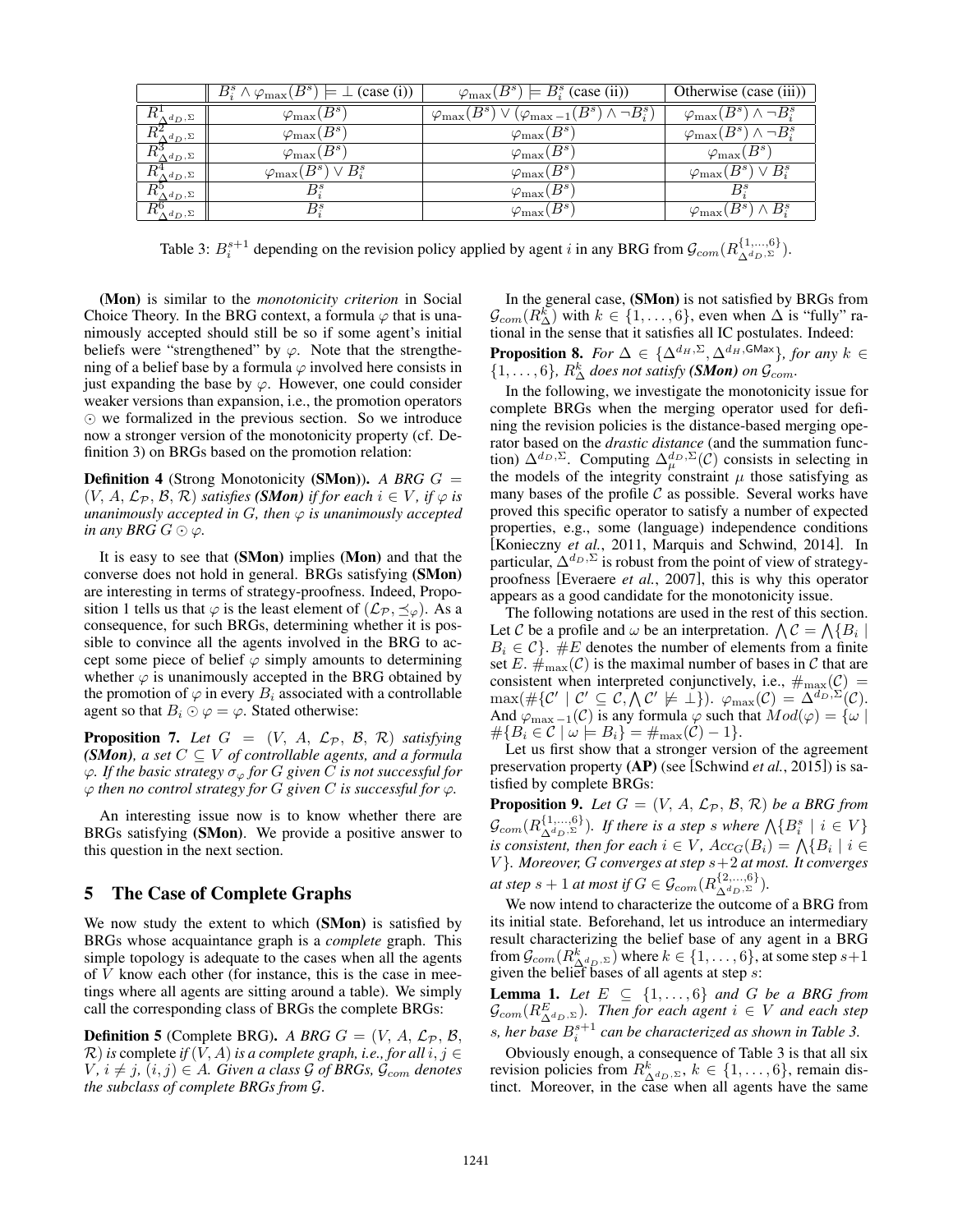| | $B_i^s \wedge \varphi_{\max}(B^s) \models \bot$ (case (i)) | $\varphi_{\max}(B^s) \models B_i^s$ (case (ii)) | Otherwise (case (iii)) |
|---|---|---|---|
| $R^1_{\Delta^{d_D,\Sigma}}$ | $\varphi_{\max}(B^s)$ | $\varphi_{\max}(B^s) \vee (\varphi_{\max-1}(B^s) \wedge \neg B_i^s)$ | $\varphi_{\max}(B^s) \wedge \neg B_i^s$ |
| $R^2_{\Delta^{d_D,\Sigma}}$ | $\varphi_{\max}(B^s)$ | $\varphi_{\max}(B^s)$ | $\varphi_{\max}(B^s) \wedge \neg B_i^s$ |
| $R^3_{\Delta^{d_D,\Sigma}}$ | $\varphi_{\max}(B^s)$ | $\varphi_{\max}(B^s)$ | $\varphi_{\max}(B^s)$ |
| $R^4_{\Delta^{d_D,\Sigma}}$ | $\varphi_{\max}(B^s) \vee B_i^s$ | $\varphi_{\max}(B^s)$ | $\varphi_{\max}(B^s) \vee B_i^s$ |
| $R^5_{\Delta^{d_D,\Sigma}}$ | $B_i^s$ | $\varphi_{\max}(B^s)$ | $B_i^s$ |
| $R^6_{\Delta^{d_D,\Sigma}}$ | $B_i^s$ | $\varphi_{\max}(B^s)$ | $\varphi_{\max}(B^s) \wedge B_i^s$ |

Table 3: $B_i^{s+1}$ depending on the revision policy applied by agent $i$ in any BRG from $\mathcal{G}_{com}(R^{\{1,\ldots,6\}}_{\Delta^{d_D,\Sigma}})$.

**(Mon)** is similar to the *monotonicity criterion* in Social Choice Theory. In the BRG context, a formula $\varphi$ that is unanimously accepted should still be so if some agent's initial beliefs were "strengthened" by $\varphi$. Note that the strengthening of a belief base by a formula $\varphi$ involved here consists in just expanding the base by $\varphi$. However, one could consider weaker versions than expansion, i.e., the promotion operators $\odot$ we formalized in the previous section. So we introduce now a stronger version of the monotonicity property (cf. Definition 3) on BRGs based on the promotion relation:

**Definition 4** (Strong Monotonicity **(SMon)**). *A BRG $G = (V, A, \mathcal{L}_{\mathcal{P}}, \mathcal{B}, \mathcal{R})$ satisfies **(SMon)** if for each $i \in V$, if $\varphi$ is unanimously accepted in $G$, then $\varphi$ is unanimously accepted in any BRG $G \odot \varphi$.*

It is easy to see that **(SMon)** implies **(Mon)** and that the converse does not hold in general. BRGs satisfying **(SMon)** are interesting in terms of strategy-proofness. Indeed, Proposition 1 tells us that $\varphi$ is the least element of $(\mathcal{L}_{\mathcal{P}}, \preceq_\varphi)$. As a consequence, for such BRGs, determining whether it is possible to convince all the agents involved in the BRG to accept some piece of belief $\varphi$ simply amounts to determining whether $\varphi$ is unanimously accepted in the BRG obtained by the promotion of $\varphi$ in every $B_i$ associated with a controllable agent so that $B_i \odot \varphi = \varphi$. Stated otherwise:

**Proposition 7.** *Let $G = (V, A, \mathcal{L}_{\mathcal{P}}, \mathcal{B}, \mathcal{R})$ satisfying **(SMon)**, a set $C \subseteq V$ of controllable agents, and a formula $\varphi$. If the basic strategy $\sigma_\varphi$ for $G$ given $C$ is not successful for $\varphi$ then no control strategy for $G$ given $C$ is successful for $\varphi$.*

An interesting issue now is to know whether there are BRGs satisfying **(SMon)**. We provide a positive answer to this question in the next section.

## 5 The Case of Complete Graphs

We now study the extent to which **(SMon)** is satisfied by BRGs whose acquaintance graph is a *complete* graph. This simple topology is adequate to the cases when all the agents of $V$ know each other (for instance, this is the case in meetings where all agents are sitting around a table). We simply call the corresponding class of BRGs the complete BRGs:

**Definition 5** (Complete BRG). *A BRG $G = (V, A, \mathcal{L}_{\mathcal{P}}, \mathcal{B}, \mathcal{R})$ is* complete *if $(V, A)$ is a complete graph, i.e., for all $i, j \in V$, $i \neq j$, $(i, j) \in A$. Given a class $\mathcal{G}$ of BRGs, $\mathcal{G}_{com}$ denotes the subclass of complete BRGs from $\mathcal{G}$.*

In the general case, **(SMon)** is not satisfied by BRGs from $\mathcal{G}_{com}(R^k_\Delta)$ with $k \in \{1, \ldots, 6\}$, even when $\Delta$ is "fully" rational in the sense that it satisfies all IC postulates. Indeed:

**Proposition 8.** *For $\Delta \in \{\Delta^{d_H,\Sigma}, \Delta^{d_H,\mathsf{GMax}}\}$, for any $k \in \{1, \ldots, 6\}$, $R^k_\Delta$ does not satisfy **(SMon)** on $\mathcal{G}_{com}$.*

In the following, we investigate the monotonicity issue for complete BRGs when the merging operator used for defining the revision policies is the distance-based merging operator based on the *drastic distance* (and the summation function) $\Delta^{d_D,\Sigma}$. Computing $\Delta^{d_D,\Sigma}_\mu(\mathcal{C})$ consists in selecting in the models of the integrity constraint $\mu$ those satisfying as many bases of the profile $\mathcal{C}$ as possible. Several works have proved this specific operator to satisfy a number of expected properties, e.g., some (language) independence conditions [Konieczny *et al.*, 2011, Marquis and Schwind, 2014]. In particular, $\Delta^{d_D,\Sigma}$ is robust from the point of view of strategy-proofness [Everaere *et al.*, 2007], this is why this operator appears as a good candidate for the monotonicity issue.

The following notations are used in the rest of this section. Let $\mathcal{C}$ be a profile and $\omega$ be an interpretation. $\bigwedge \mathcal{C} = \bigwedge\{B_i \mid B_i \in \mathcal{C}\}$. $\#E$ denotes the number of elements from a finite set $E$. $\#_{\max}(\mathcal{C})$ is the maximal number of bases in $\mathcal{C}$ that are consistent when interpreted conjunctively, i.e., $\#_{\max}(\mathcal{C}) = \max(\#\{\mathcal{C}' \mid \mathcal{C}' \subseteq \mathcal{C}, \bigwedge \mathcal{C}' \not\models \bot\})$. $\varphi_{\max}(\mathcal{C}) = \Delta^{d_D,\Sigma}(\mathcal{C})$. And $\varphi_{\max-1}(\mathcal{C})$ is any formula $\varphi$ such that $Mod(\varphi) = \{\omega \mid \#\{B_i \in \mathcal{C} \mid \omega \models B_i\} = \#_{\max}(\mathcal{C}) - 1\}$.

Let us first show that a stronger version of the agreement preservation property **(AP)** (see [Schwind *et al.*, 2015]) is satisfied by complete BRGs:

**Proposition 9.** *Let $G = (V, A, \mathcal{L}_{\mathcal{P}}, \mathcal{B}, \mathcal{R})$ be a BRG from $\mathcal{G}_{com}(R^{\{1,\ldots,6\}}_{\Delta^{d_D,\Sigma}})$. If there is a step $s$ where $\bigwedge\{B_i^s \mid i \in V\}$ is consistent, then for each $i \in V$, $Acc_G(B_i) = \bigwedge\{B_i \mid i \in V\}$. Moreover, $G$ converges at step $s+2$ at most. It converges at step $s+1$ at most if $G \in \mathcal{G}_{com}(R^{\{2,\ldots,6\}}_{\Delta^{d_D,\Sigma}})$.*

We now intend to characterize the outcome of a BRG from its initial state. Beforehand, let us introduce an intermediary result characterizing the belief base of any agent in a BRG from $\mathcal{G}_{com}(R^k_{\Delta^{d_D,\Sigma}})$ where $k \in \{1, \ldots, 6\}$, at some step $s+1$ given the belief bases of all agents at step $s$:

**Lemma 1.** *Let $E \subseteq \{1, \ldots, 6\}$ and $G$ be a BRG from $\mathcal{G}_{com}(R^E_{\Delta^{d_D,\Sigma}})$. Then for each agent $i \in V$ and each step $s$, her base $B_i^{s+1}$ can be characterized as shown in Table 3.*

Obviously enough, a consequence of Table 3 is that all six revision policies from $R^k_{\Delta^{d_D,\Sigma}}$, $k \in \{1, \ldots, 6\}$, remain distinct. Moreover, in the case when all agents have the same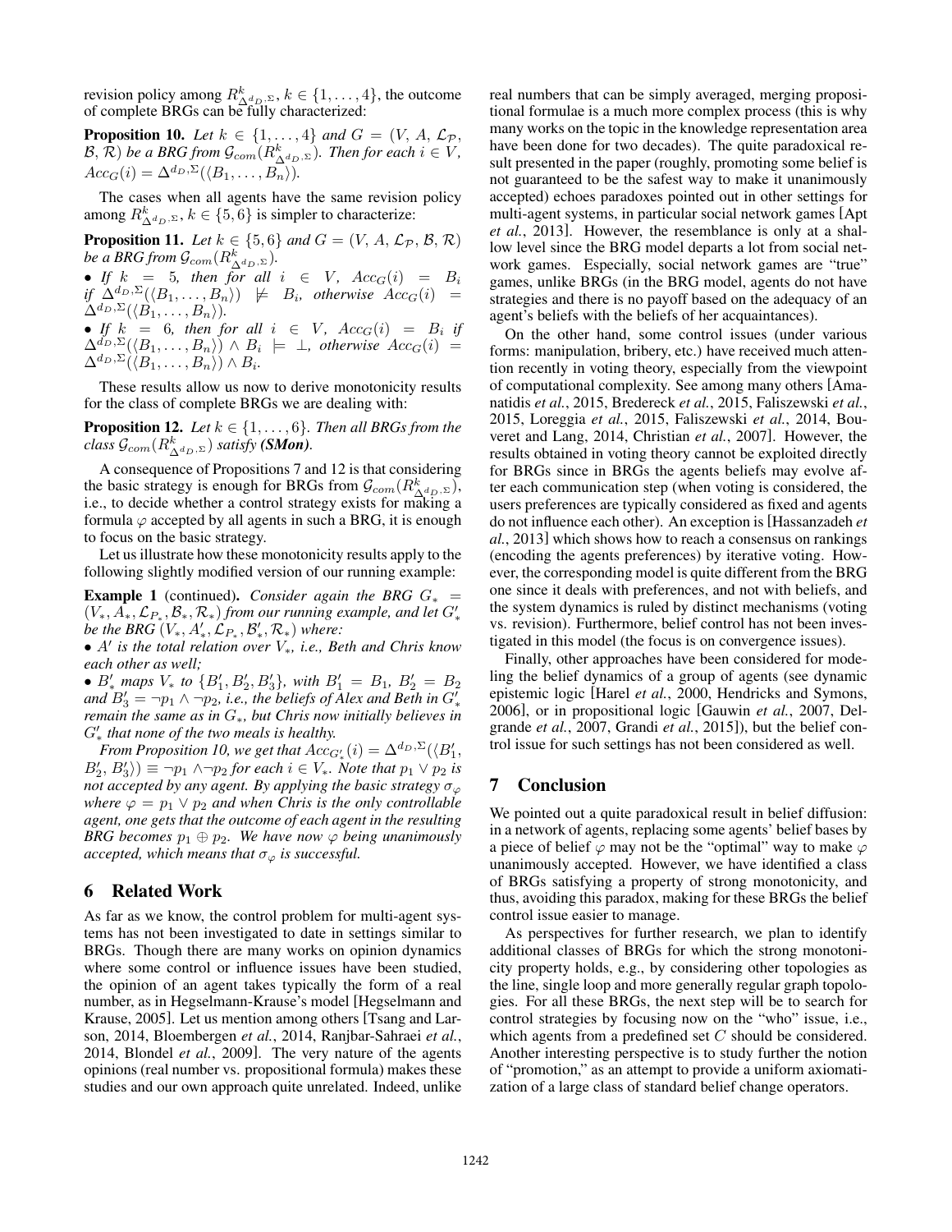revision policy among $R^k_{\Delta^{d_D,\Sigma}}$, $k \in \{1, \ldots, 4\}$, the outcome of complete BRGs can be fully characterized:

**Proposition 10.** *Let $k \in \{1, \ldots, 4\}$ and $G = (V, A, \mathcal{L}_\mathcal{P}, \mathcal{B}, \mathcal{R})$ be a BRG from $\mathcal{G}_{com}(R^k_{\Delta^{d_D,\Sigma}})$. Then for each $i \in V$, $Acc_G(i) = \Delta^{d_D,\Sigma}(\langle B_1, \ldots, B_n \rangle)$.*

The cases when all agents have the same revision policy among $R^k_{\Delta^{d_D,\Sigma}}$, $k \in \{5, 6\}$ is simpler to characterize:

**Proposition 11.** *Let $k \in \{5, 6\}$ and $G = (V, A, \mathcal{L}_\mathcal{P}, \mathcal{B}, \mathcal{R})$ be a BRG from $\mathcal{G}_{com}(R^k_{\Delta^{d_D,\Sigma}})$.*

- *If $k = 5$, then for all $i \in V$, $Acc_G(i) = B_i$ if $\Delta^{d_D,\Sigma}(\langle B_1, \ldots, B_n \rangle) \not\models B_i$, otherwise $Acc_G(i) = \Delta^{d_D,\Sigma}(\langle B_1, \ldots, B_n \rangle)$.*
- *If $k = 6$, then for all $i \in V$, $Acc_G(i) = B_i$ if $\Delta^{d_D,\Sigma}(\langle B_1, \ldots, B_n \rangle) \wedge B_i \models \bot$, otherwise $Acc_G(i) = \Delta^{d_D,\Sigma}(\langle B_1, \ldots, B_n \rangle) \wedge B_i$.*

These results allow us now to derive monotonicity results for the class of complete BRGs we are dealing with:

**Proposition 12.** *Let $k \in \{1, \ldots, 6\}$. Then all BRGs from the class $\mathcal{G}_{com}(R^k_{\Delta^{d_D,\Sigma}})$ satisfy **(SMon)**.*

A consequence of Propositions 7 and 12 is that considering the basic strategy is enough for BRGs from $\mathcal{G}_{com}(R^k_{\Delta^{d_D,\Sigma}})$, i.e., to decide whether a control strategy exists for making a formula $\varphi$ accepted by all agents in such a BRG, it is enough to focus on the basic strategy.

Let us illustrate how these monotonicity results apply to the following slightly modified version of our running example:

**Example 1** (continued). *Consider again the BRG $G_* = (V_*, A_*, \mathcal{L}_{P_*}, \mathcal{B}_*, \mathcal{R}_*)$ from our running example, and let $G'_*$ be the BRG $(V_*, A'_*, \mathcal{L}_{P_*}, \mathcal{B}'_*, \mathcal{R}_*)$ where:*

- *$A'$ is the total relation over $V_*$, i.e., Beth and Chris know each other as well;*
- *$B'_*$ maps $V_*$ to $\{B'_1, B'_2, B'_3\}$, with $B'_1 = B_1$, $B'_2 = B_2$ and $B'_3 = \neg p_1 \wedge \neg p_2$, i.e., the beliefs of Alex and Beth in $G'_*$ remain the same as in $G_*$, but Chris now initially believes in $G'_*$ that none of the two meals is healthy.*

*From Proposition 10, we get that $Acc_{G'_*}(i) = \Delta^{d_D,\Sigma}(\langle B'_1, B'_2, B'_3 \rangle) \equiv \neg p_1 \wedge \neg p_2$ for each $i \in V_*$. Note that $p_1 \vee p_2$ is not accepted by any agent. By applying the basic strategy $\sigma_\varphi$ where $\varphi = p_1 \vee p_2$ and when Chris is the only controllable agent, one gets that the outcome of each agent in the resulting BRG becomes $p_1 \oplus p_2$. We have now $\varphi$ being unanimously accepted, which means that $\sigma_\varphi$ is successful.*

## 6 Related Work

As far as we know, the control problem for multi-agent systems has not been investigated to date in settings similar to BRGs. Though there are many works on opinion dynamics where some control or influence issues have been studied, the opinion of an agent takes typically the form of a real number, as in Hegselmann-Krause's model [Hegselmann and Krause, 2005]. Let us mention among others [Tsang and Larson, 2014, Bloembergen *et al.*, 2014, Ranjbar-Sahraei *et al.*, 2014, Blondel *et al.*, 2009]. The very nature of the agents opinions (real number vs. propositional formula) makes these studies and our own approach quite unrelated. Indeed, unlike real numbers that can be simply averaged, merging propositional formulae is a much more complex process (this is why many works on the topic in the knowledge representation area have been done for two decades). The quite paradoxical result presented in the paper (roughly, promoting some belief is not guaranteed to be the safest way to make it unanimously accepted) echoes paradoxes pointed out in other settings for multi-agent systems, in particular social network games [Apt *et al.*, 2013]. However, the resemblance is only at a shallow level since the BRG model departs a lot from social network games. Especially, social network games are "true" games, unlike BRGs (in the BRG model, agents do not have strategies and there is no payoff based on the adequacy of an agent's beliefs with the beliefs of her acquaintances).

On the other hand, some control issues (under various forms: manipulation, bribery, etc.) have received much attention recently in voting theory, especially from the viewpoint of computational complexity. See among many others [Amanatidis *et al.*, 2015, Bredereck *et al.*, 2015, Faliszewski *et al.*, 2015, Loreggia *et al.*, 2015, Faliszewski *et al.*, 2014, Bouveret and Lang, 2014, Christian *et al.*, 2007]. However, the results obtained in voting theory cannot be exploited directly for BRGs since in BRGs the agents beliefs may evolve after each communication step (when voting is considered, the users preferences are typically considered as fixed and agents do not influence each other). An exception is [Hassanzadeh *et al.*, 2013] which shows how to reach a consensus on rankings (encoding the agents preferences) by iterative voting. However, the corresponding model is quite different from the BRG one since it deals with preferences, and not with beliefs, and the system dynamics is ruled by distinct mechanisms (voting vs. revision). Furthermore, belief control has not been investigated in this model (the focus is on convergence issues).

Finally, other approaches have been considered for modeling the belief dynamics of a group of agents (see dynamic epistemic logic [Harel *et al.*, 2000, Hendricks and Symons, 2006], or in propositional logic [Gauwin *et al.*, 2007, Delgrande *et al.*, 2007, Grandi *et al.*, 2015]), but the belief control issue for such settings has not been considered as well.

## 7 Conclusion

We pointed out a quite paradoxical result in belief diffusion: in a network of agents, replacing some agents' belief bases by a piece of belief $\varphi$ may not be the "optimal" way to make $\varphi$ unanimously accepted. However, we have identified a class of BRGs satisfying a property of strong monotonicity, and thus, avoiding this paradox, making for these BRGs the belief control issue easier to manage.

As perspectives for further research, we plan to identify additional classes of BRGs for which the strong monotonicity property holds, e.g., by considering other topologies as the line, single loop and more generally regular graph topologies. For all these BRGs, the next step will be to search for control strategies by focusing now on the "who" issue, i.e., which agents from a predefined set $C$ should be considered. Another interesting perspective is to study further the notion of "promotion," as an attempt to provide a uniform axiomatization of a large class of standard belief change operators.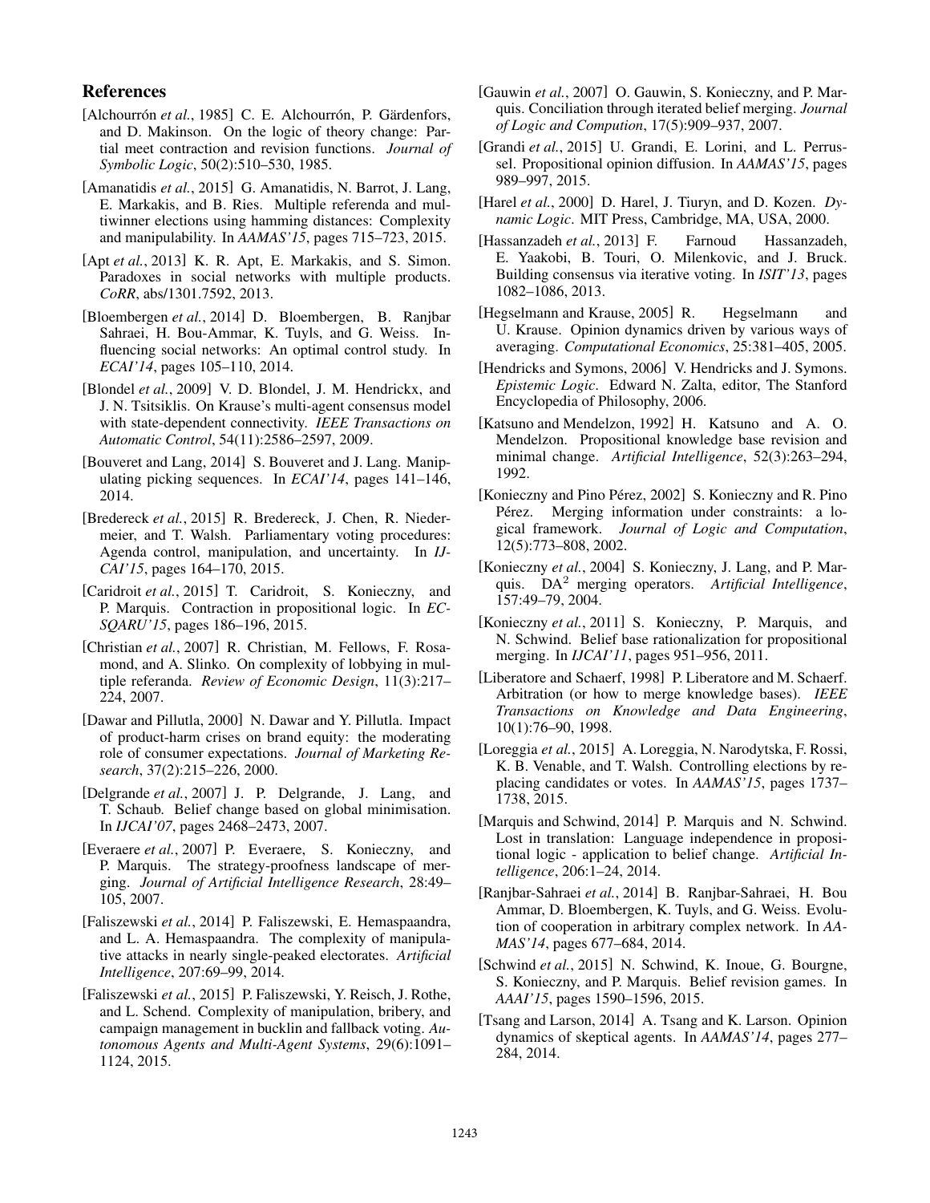## References

[Alchourrón *et al.*, 1985] C. E. Alchourrón, P. Gärdenfors, and D. Makinson. On the logic of theory change: Partial meet contraction and revision functions. *Journal of Symbolic Logic*, 50(2):510–530, 1985.

[Amanatidis *et al.*, 2015] G. Amanatidis, N. Barrot, J. Lang, E. Markakis, and B. Ries. Multiple referenda and multiwinner elections using hamming distances: Complexity and manipulability. In *AAMAS'15*, pages 715–723, 2015.

[Apt *et al.*, 2013] K. R. Apt, E. Markakis, and S. Simon. Paradoxes in social networks with multiple products. *CoRR*, abs/1301.7592, 2013.

[Bloembergen *et al.*, 2014] D. Bloembergen, B. Ranjbar Sahraei, H. Bou-Ammar, K. Tuyls, and G. Weiss. Influencing social networks: An optimal control study. In *ECAI'14*, pages 105–110, 2014.

[Blondel *et al.*, 2009] V. D. Blondel, J. M. Hendrickx, and J. N. Tsitsiklis. On Krause's multi-agent consensus model with state-dependent connectivity. *IEEE Transactions on Automatic Control*, 54(11):2586–2597, 2009.

[Bouveret and Lang, 2014] S. Bouveret and J. Lang. Manipulating picking sequences. In *ECAI'14*, pages 141–146, 2014.

[Bredereck *et al.*, 2015] R. Bredereck, J. Chen, R. Niedermeier, and T. Walsh. Parliamentary voting procedures: Agenda control, manipulation, and uncertainty. In *IJCAI'15*, pages 164–170, 2015.

[Caridroit *et al.*, 2015] T. Caridroit, S. Konieczny, and P. Marquis. Contraction in propositional logic. In *ECSQARU'15*, pages 186–196, 2015.

[Christian *et al.*, 2007] R. Christian, M. Fellows, F. Rosamond, and A. Slinko. On complexity of lobbying in multiple referanda. *Review of Economic Design*, 11(3):217–224, 2007.

[Dawar and Pillutla, 2000] N. Dawar and Y. Pillutla. Impact of product-harm crises on brand equity: the moderating role of consumer expectations. *Journal of Marketing Research*, 37(2):215–226, 2000.

[Delgrande *et al.*, 2007] J. P. Delgrande, J. Lang, and T. Schaub. Belief change based on global minimisation. In *IJCAI'07*, pages 2468–2473, 2007.

[Everaere *et al.*, 2007] P. Everaere, S. Konieczny, and P. Marquis. The strategy-proofness landscape of merging. *Journal of Artificial Intelligence Research*, 28:49–105, 2007.

[Faliszewski *et al.*, 2014] P. Faliszewski, E. Hemaspaandra, and L. A. Hemaspaandra. The complexity of manipulative attacks in nearly single-peaked electorates. *Artificial Intelligence*, 207:69–99, 2014.

[Faliszewski *et al.*, 2015] P. Faliszewski, Y. Reisch, J. Rothe, and L. Schend. Complexity of manipulation, bribery, and campaign management in bucklin and fallback voting. *Autonomous Agents and Multi-Agent Systems*, 29(6):1091–1124, 2015.

[Gauwin *et al.*, 2007] O. Gauwin, S. Konieczny, and P. Marquis. Conciliation through iterated belief merging. *Journal of Logic and Compution*, 17(5):909–937, 2007.

[Grandi *et al.*, 2015] U. Grandi, E. Lorini, and L. Perrussel. Propositional opinion diffusion. In *AAMAS'15*, pages 989–997, 2015.

[Harel *et al.*, 2000] D. Harel, J. Tiuryn, and D. Kozen. *Dynamic Logic*. MIT Press, Cambridge, MA, USA, 2000.

[Hassanzadeh *et al.*, 2013] F. Farnoud Hassanzadeh, E. Yaakobi, B. Touri, O. Milenkovic, and J. Bruck. Building consensus via iterative voting. In *ISIT'13*, pages 1082–1086, 2013.

[Hegselmann and Krause, 2005] R. Hegselmann and U. Krause. Opinion dynamics driven by various ways of averaging. *Computational Economics*, 25:381–405, 2005.

[Hendricks and Symons, 2006] V. Hendricks and J. Symons. *Epistemic Logic*. Edward N. Zalta, editor, The Stanford Encyclopedia of Philosophy, 2006.

[Katsuno and Mendelzon, 1992] H. Katsuno and A. O. Mendelzon. Propositional knowledge base revision and minimal change. *Artificial Intelligence*, 52(3):263–294, 1992.

[Konieczny and Pino Pérez, 2002] S. Konieczny and R. Pino Pérez. Merging information under constraints: a logical framework. *Journal of Logic and Computation*, 12(5):773–808, 2002.

[Konieczny *et al.*, 2004] S. Konieczny, J. Lang, and P. Marquis. $DA^2$ merging operators. *Artificial Intelligence*, 157:49–79, 2004.

[Konieczny *et al.*, 2011] S. Konieczny, P. Marquis, and N. Schwind. Belief base rationalization for propositional merging. In *IJCAI'11*, pages 951–956, 2011.

[Liberatore and Schaerf, 1998] P. Liberatore and M. Schaerf. Arbitration (or how to merge knowledge bases). *IEEE Transactions on Knowledge and Data Engineering*, 10(1):76–90, 1998.

[Loreggia *et al.*, 2015] A. Loreggia, N. Narodytska, F. Rossi, K. B. Venable, and T. Walsh. Controlling elections by replacing candidates or votes. In *AAMAS'15*, pages 1737–1738, 2015.

[Marquis and Schwind, 2014] P. Marquis and N. Schwind. Lost in translation: Language independence in propositional logic - application to belief change. *Artificial Intelligence*, 206:1–24, 2014.

[Ranjbar-Sahraei *et al.*, 2014] B. Ranjbar-Sahraei, H. Bou Ammar, D. Bloembergen, K. Tuyls, and G. Weiss. Evolution of cooperation in arbitrary complex network. In *AAMAS'14*, pages 677–684, 2014.

[Schwind *et al.*, 2015] N. Schwind, K. Inoue, G. Bourgne, S. Konieczny, and P. Marquis. Belief revision games. In *AAAI'15*, pages 1590–1596, 2015.

[Tsang and Larson, 2014] A. Tsang and K. Larson. Opinion dynamics of skeptical agents. In *AAMAS'14*, pages 277–284, 2014.